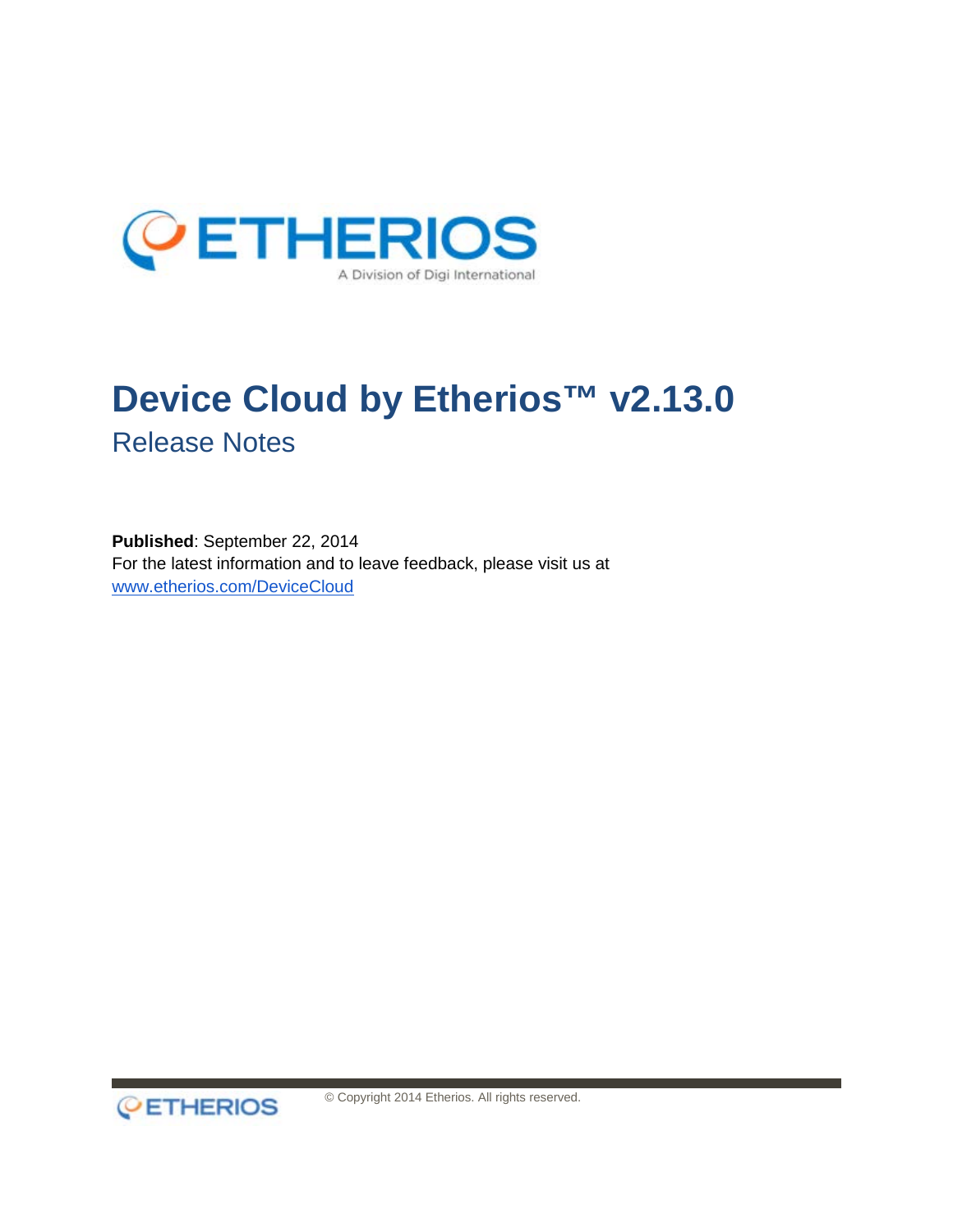# Device Cloud by Etherios™ v2.13.0

## Release Notes

**Published**: September 22, 2014
For the latest information and to leave feedback, please visit us at
www.etherios.com/DeviceCloud

© Copyright 2014 Etherios. All rights reserved.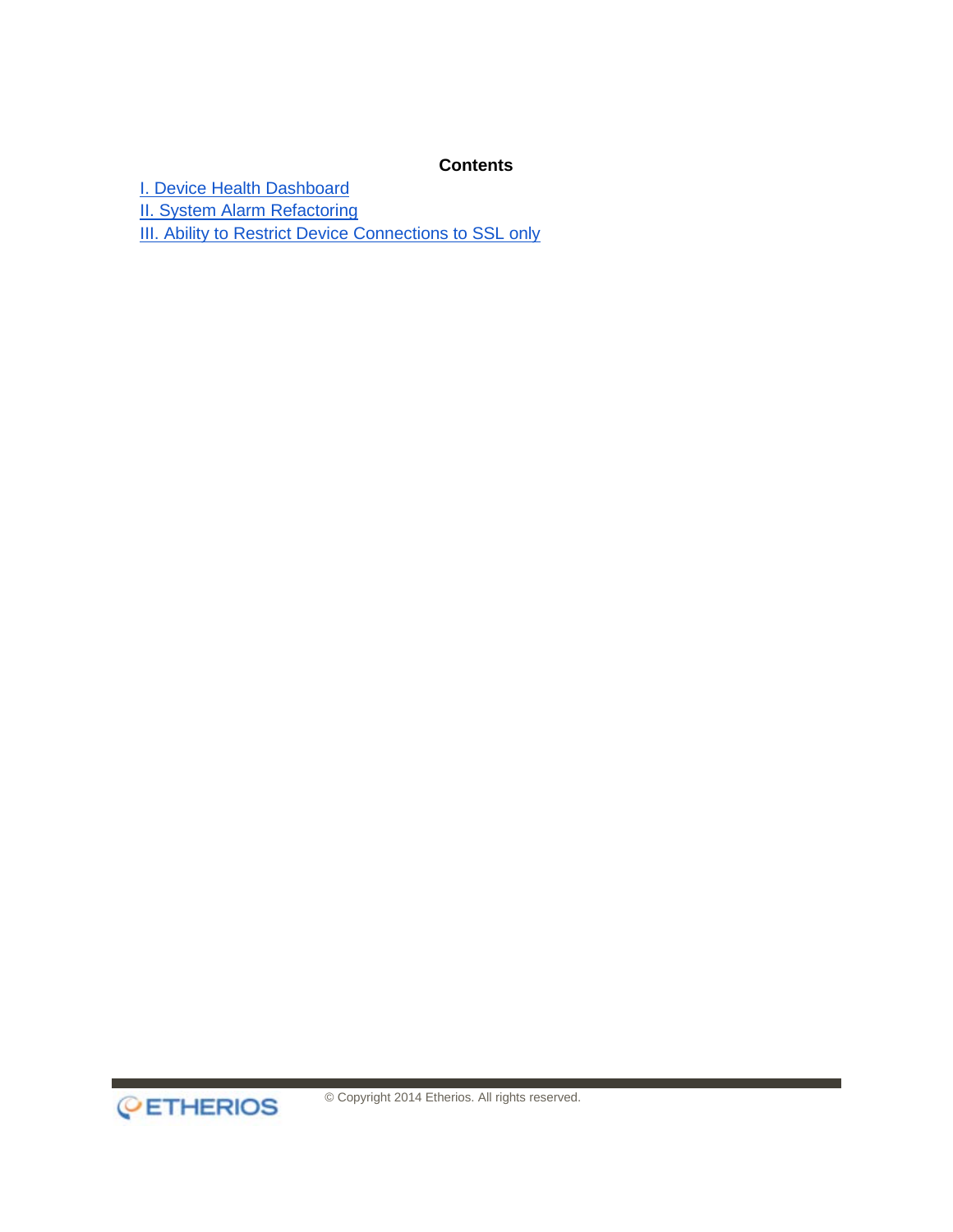**Contents**

I. Device Health Dashboard
II. System Alarm Refactoring
III. Ability to Restrict Device Connections to SSL only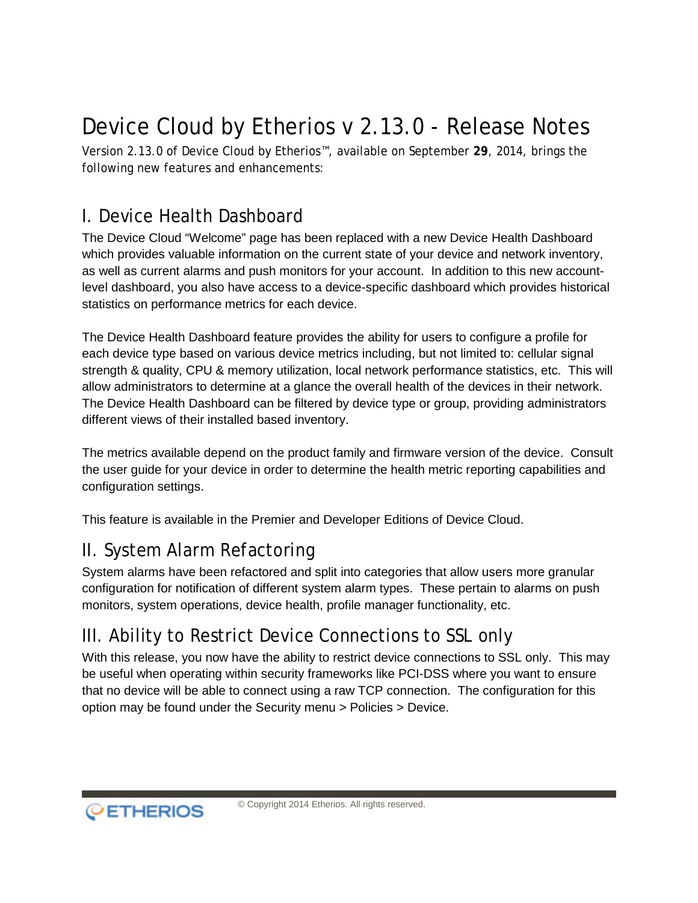# Device Cloud by Etherios v 2.13.0 - Release Notes

*Version 2.13.0 of Device Cloud by Etherios™, available on September **29**, 2014, brings the following new features and enhancements:*

## I. Device Health Dashboard

The Device Cloud "Welcome" page has been replaced with a new Device Health Dashboard which provides valuable information on the current state of your device and network inventory, as well as current alarms and push monitors for your account. In addition to this new account-level dashboard, you also have access to a device-specific dashboard which provides historical statistics on performance metrics for each device.

The Device Health Dashboard feature provides the ability for users to configure a profile for each device type based on various device metrics including, but not limited to: cellular signal strength & quality, CPU & memory utilization, local network performance statistics, etc. This will allow administrators to determine at a glance the overall health of the devices in their network. The Device Health Dashboard can be filtered by device type or group, providing administrators different views of their installed based inventory.

The metrics available depend on the product family and firmware version of the device. Consult the user guide for your device in order to determine the health metric reporting capabilities and configuration settings.

This feature is available in the Premier and Developer Editions of Device Cloud.

## II. System Alarm Refactoring

System alarms have been refactored and split into categories that allow users more granular configuration for notification of different system alarm types. These pertain to alarms on push monitors, system operations, device health, profile manager functionality, etc.

## III. Ability to Restrict Device Connections to SSL only

With this release, you now have the ability to restrict device connections to SSL only. This may be useful when operating within security frameworks like PCI-DSS where you want to ensure that no device will be able to connect using a raw TCP connection. The configuration for this option may be found under the Security menu > Policies > Device.